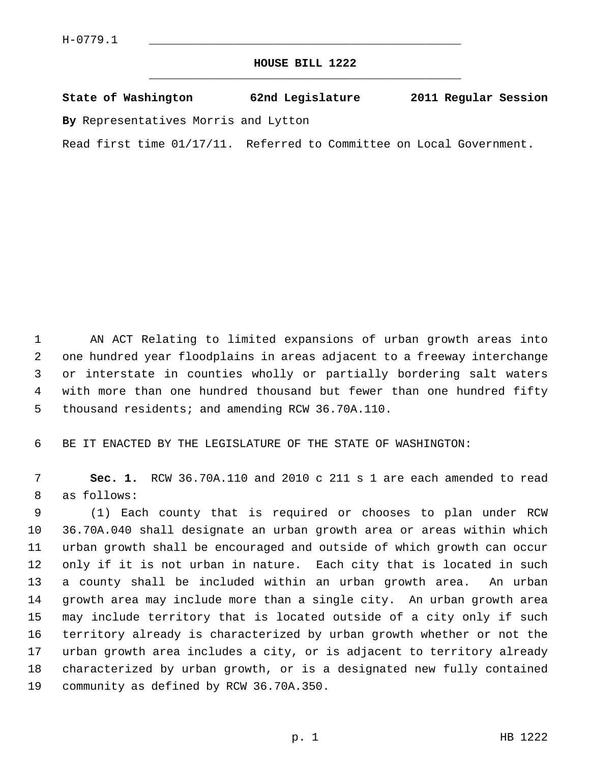H-0779.1

# HOUSE BILL 1222

**State of Washington 62nd Legislature 2011 Regular Session**

**By** Representatives Morris and Lytton

Read first time 01/17/11. Referred to Committee on Local Government.

AN ACT Relating to limited expansions of urban growth areas into one hundred year floodplains in areas adjacent to a freeway interchange or interstate in counties wholly or partially bordering salt waters with more than one hundred thousand but fewer than one hundred fifty thousand residents; and amending RCW 36.70A.110.

BE IT ENACTED BY THE LEGISLATURE OF THE STATE OF WASHINGTON:

**Sec. 1.** RCW 36.70A.110 and 2010 c 211 s 1 are each amended to read as follows:

(1) Each county that is required or chooses to plan under RCW 36.70A.040 shall designate an urban growth area or areas within which urban growth shall be encouraged and outside of which growth can occur only if it is not urban in nature. Each city that is located in such a county shall be included within an urban growth area. An urban growth area may include more than a single city. An urban growth area may include territory that is located outside of a city only if such territory already is characterized by urban growth whether or not the urban growth area includes a city, or is adjacent to territory already characterized by urban growth, or is a designated new fully contained community as defined by RCW 36.70A.350.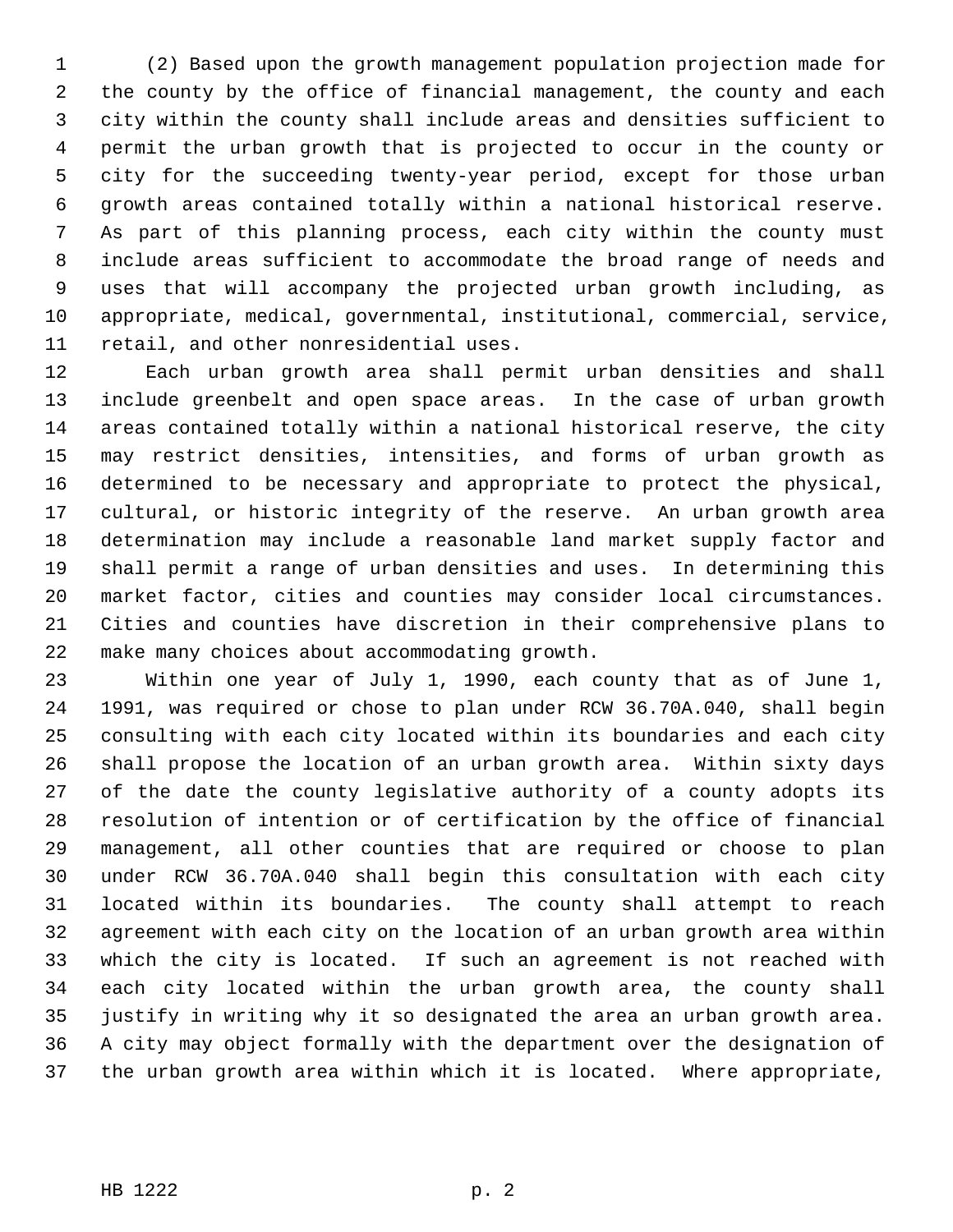(2) Based upon the growth management population projection made for the county by the office of financial management, the county and each city within the county shall include areas and densities sufficient to permit the urban growth that is projected to occur in the county or city for the succeeding twenty-year period, except for those urban growth areas contained totally within a national historical reserve. As part of this planning process, each city within the county must include areas sufficient to accommodate the broad range of needs and uses that will accompany the projected urban growth including, as appropriate, medical, governmental, institutional, commercial, service, retail, and other nonresidential uses.

Each urban growth area shall permit urban densities and shall include greenbelt and open space areas. In the case of urban growth areas contained totally within a national historical reserve, the city may restrict densities, intensities, and forms of urban growth as determined to be necessary and appropriate to protect the physical, cultural, or historic integrity of the reserve. An urban growth area determination may include a reasonable land market supply factor and shall permit a range of urban densities and uses. In determining this market factor, cities and counties may consider local circumstances. Cities and counties have discretion in their comprehensive plans to make many choices about accommodating growth.

Within one year of July 1, 1990, each county that as of June 1, 1991, was required or chose to plan under RCW 36.70A.040, shall begin consulting with each city located within its boundaries and each city shall propose the location of an urban growth area. Within sixty days of the date the county legislative authority of a county adopts its resolution of intention or of certification by the office of financial management, all other counties that are required or choose to plan under RCW 36.70A.040 shall begin this consultation with each city located within its boundaries. The county shall attempt to reach agreement with each city on the location of an urban growth area within which the city is located. If such an agreement is not reached with each city located within the urban growth area, the county shall justify in writing why it so designated the area an urban growth area. A city may object formally with the department over the designation of the urban growth area within which it is located. Where appropriate,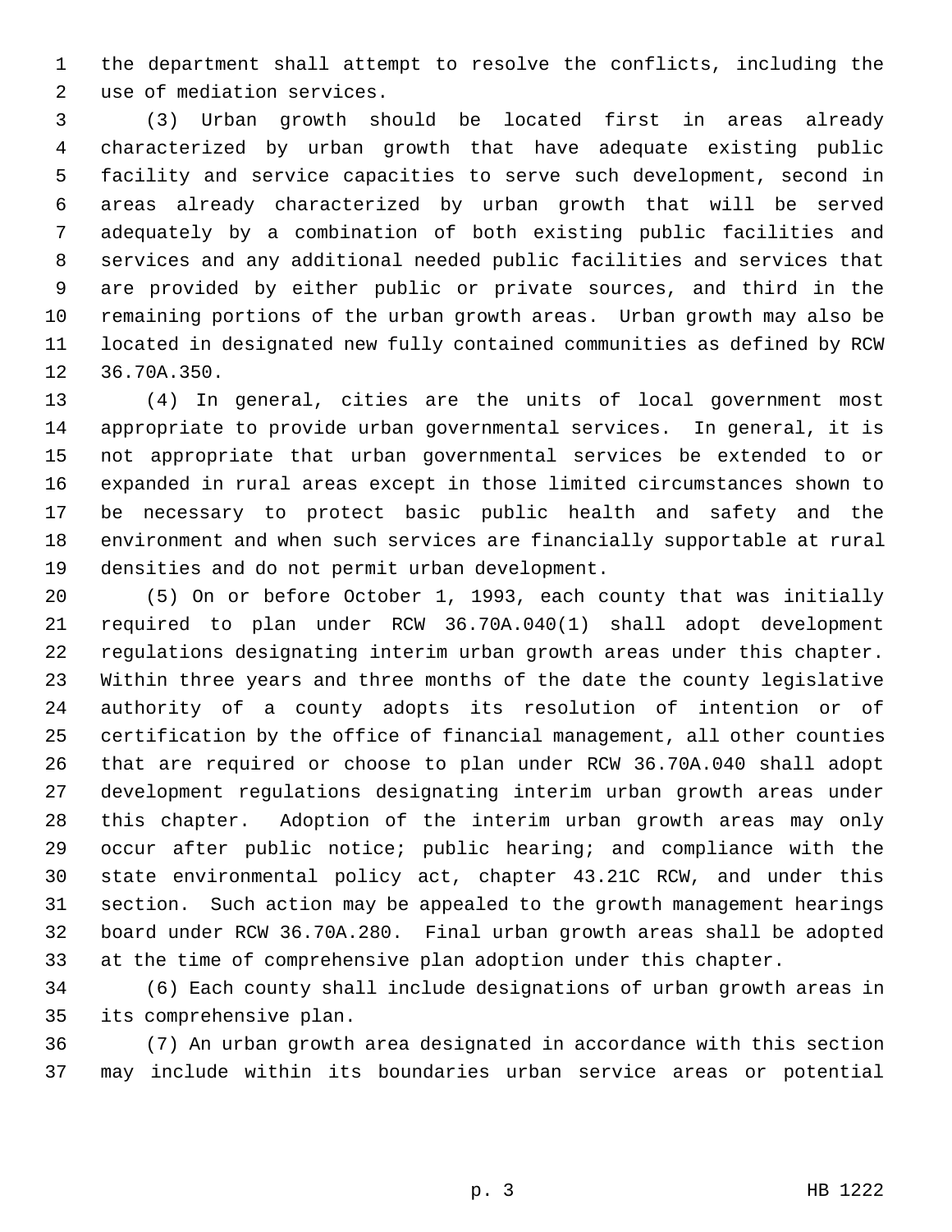the department shall attempt to resolve the conflicts, including the use of mediation services.

(3) Urban growth should be located first in areas already characterized by urban growth that have adequate existing public facility and service capacities to serve such development, second in areas already characterized by urban growth that will be served adequately by a combination of both existing public facilities and services and any additional needed public facilities and services that are provided by either public or private sources, and third in the remaining portions of the urban growth areas. Urban growth may also be located in designated new fully contained communities as defined by RCW 36.70A.350.

(4) In general, cities are the units of local government most appropriate to provide urban governmental services. In general, it is not appropriate that urban governmental services be extended to or expanded in rural areas except in those limited circumstances shown to be necessary to protect basic public health and safety and the environment and when such services are financially supportable at rural densities and do not permit urban development.

(5) On or before October 1, 1993, each county that was initially required to plan under RCW 36.70A.040(1) shall adopt development regulations designating interim urban growth areas under this chapter. Within three years and three months of the date the county legislative authority of a county adopts its resolution of intention or of certification by the office of financial management, all other counties that are required or choose to plan under RCW 36.70A.040 shall adopt development regulations designating interim urban growth areas under this chapter. Adoption of the interim urban growth areas may only occur after public notice; public hearing; and compliance with the state environmental policy act, chapter 43.21C RCW, and under this section. Such action may be appealed to the growth management hearings board under RCW 36.70A.280. Final urban growth areas shall be adopted at the time of comprehensive plan adoption under this chapter.

(6) Each county shall include designations of urban growth areas in its comprehensive plan.

(7) An urban growth area designated in accordance with this section may include within its boundaries urban service areas or potential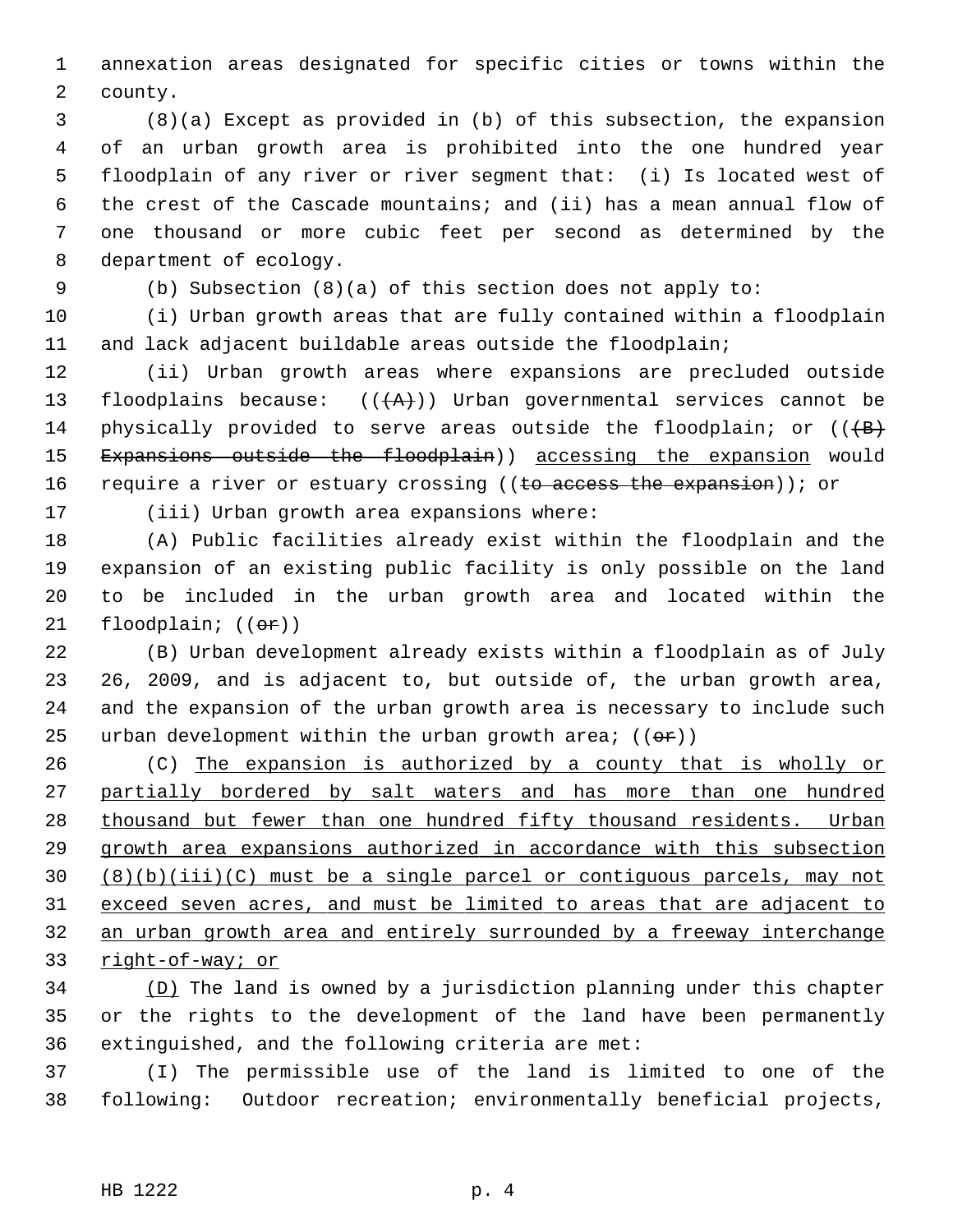annexation areas designated for specific cities or towns within the county.

(8)(a) Except as provided in (b) of this subsection, the expansion of an urban growth area is prohibited into the one hundred year floodplain of any river or river segment that: (i) Is located west of the crest of the Cascade mountains; and (ii) has a mean annual flow of one thousand or more cubic feet per second as determined by the department of ecology.

(b) Subsection (8)(a) of this section does not apply to:

(i) Urban growth areas that are fully contained within a floodplain and lack adjacent buildable areas outside the floodplain;

(ii) Urban growth areas where expansions are precluded outside floodplains because: (( ~~(A)~~ )) Urban governmental services cannot be physically provided to serve areas outside the floodplain; or (( ~~(B) Expansions outside the floodplain~~ )) <u>accessing the expansion</u> would require a river or estuary crossing (( ~~to access the expansion~~ )); or

(iii) Urban growth area expansions where:

(A) Public facilities already exist within the floodplain and the expansion of an existing public facility is only possible on the land to be included in the urban growth area and located within the floodplain; (( ~~or~~ ))

(B) Urban development already exists within a floodplain as of July 26, 2009, and is adjacent to, but outside of, the urban growth area, and the expansion of the urban growth area is necessary to include such urban development within the urban growth area; (( ~~or~~ ))

(C) <u>The expansion is authorized by a county that is wholly or partially bordered by salt waters and has more than one hundred thousand but fewer than one hundred fifty thousand residents. Urban growth area expansions authorized in accordance with this subsection (8)(b)(iii)(C) must be a single parcel or contiguous parcels, may not exceed seven acres, and must be limited to areas that are adjacent to an urban growth area and entirely surrounded by a freeway interchange right-of-way; or</u>

<u>(D)</u> The land is owned by a jurisdiction planning under this chapter or the rights to the development of the land have been permanently extinguished, and the following criteria are met:

(I) The permissible use of the land is limited to one of the following: Outdoor recreation; environmentally beneficial projects,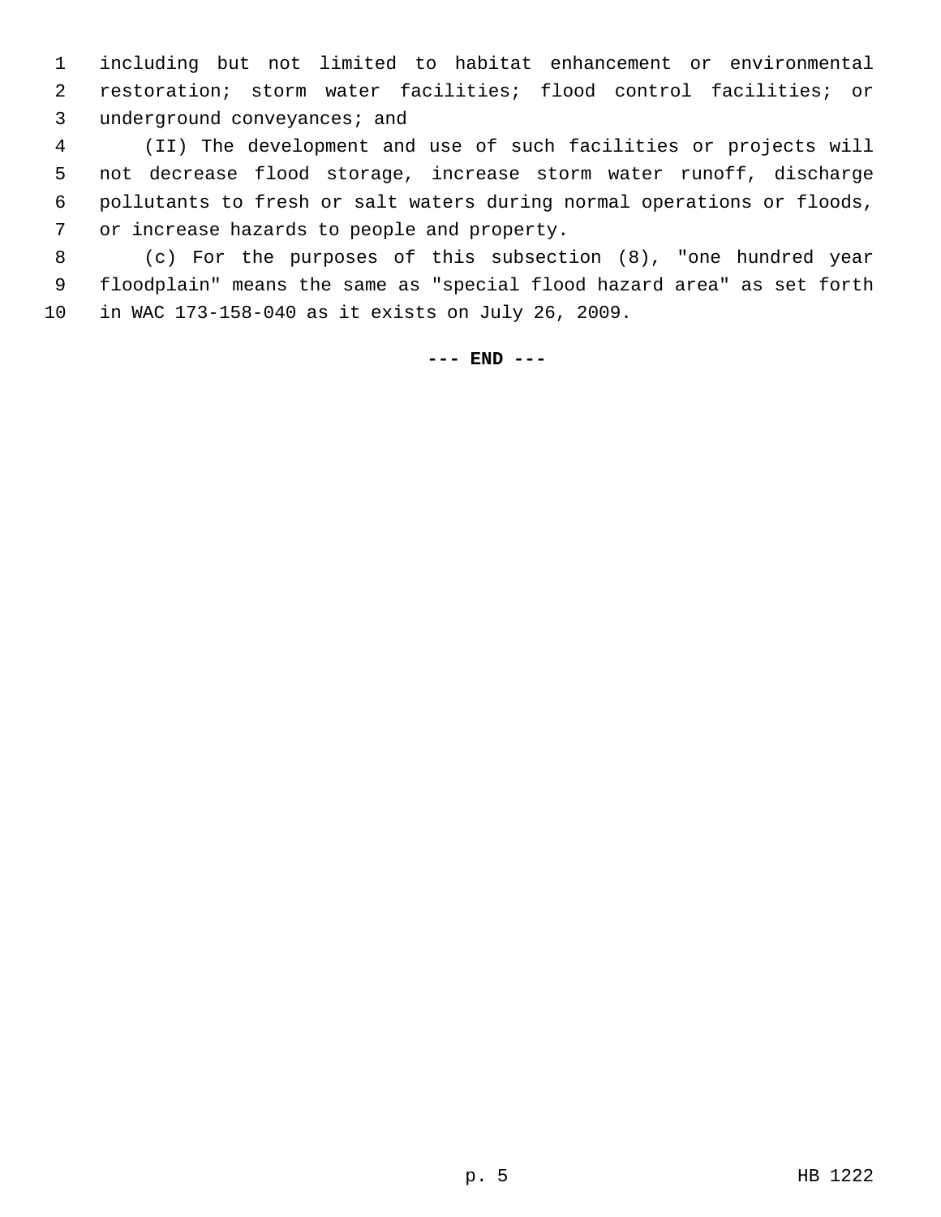including but not limited to habitat enhancement or environmental restoration; storm water facilities; flood control facilities; or underground conveyances; and

(II) The development and use of such facilities or projects will not decrease flood storage, increase storm water runoff, discharge pollutants to fresh or salt waters during normal operations or floods, or increase hazards to people and property.

(c) For the purposes of this subsection (8), "one hundred year floodplain" means the same as "special flood hazard area" as set forth in WAC 173-158-040 as it exists on July 26, 2009.

**--- END ---**